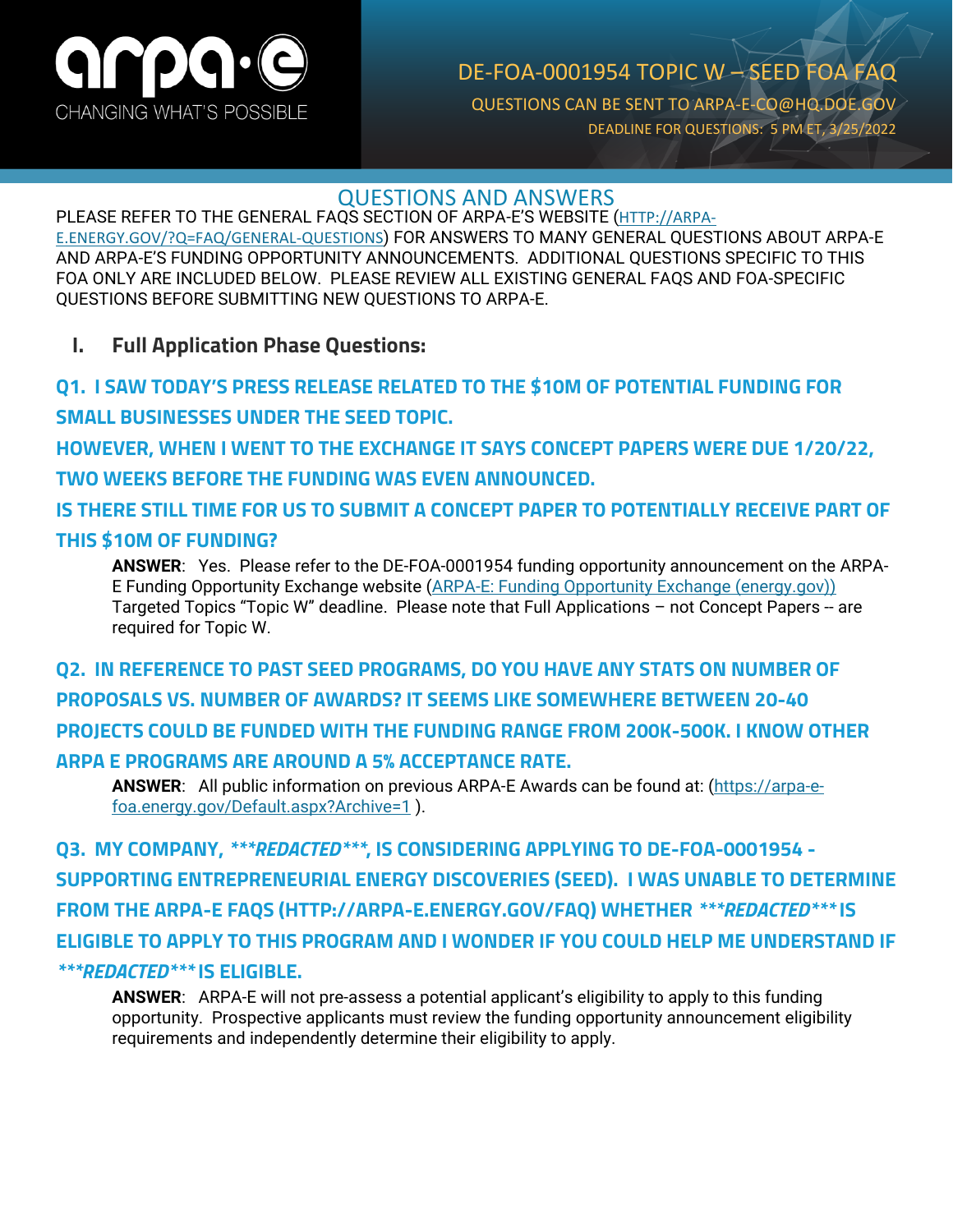# DE-FOA-0001954 TOPIC W – SEED FOA FAQ

QUESTIONS CAN BE SENT TO ARPA-E-CO@HQ.DOE.GOV

DEADLINE FOR QUESTIONS: 5 PM ET, 3/25/2022

## QUESTIONS AND ANSWERS

PLEASE REFER TO THE GENERAL FAQS SECTION OF ARPA-E'S WEBSITE (HTTP://ARPA-E.ENERGY.GOV/?Q=FAQ/GENERAL-QUESTIONS) FOR ANSWERS TO MANY GENERAL QUESTIONS ABOUT ARPA-E AND ARPA-E'S FUNDING OPPORTUNITY ANNOUNCEMENTS. ADDITIONAL QUESTIONS SPECIFIC TO THIS FOA ONLY ARE INCLUDED BELOW. PLEASE REVIEW ALL EXISTING GENERAL FAQS AND FOA-SPECIFIC QUESTIONS BEFORE SUBMITTING NEW QUESTIONS TO ARPA-E.

### I. Full Application Phase Questions:

**Q1. I SAW TODAY'S PRESS RELEASE RELATED TO THE $10M OF POTENTIAL FUNDING FOR SMALL BUSINESSES UNDER THE SEED TOPIC.**

**HOWEVER, WHEN I WENT TO THE EXCHANGE IT SAYS CONCEPT PAPERS WERE DUE 1/20/22, TWO WEEKS BEFORE THE FUNDING WAS EVEN ANNOUNCED.**

**IS THERE STILL TIME FOR US TO SUBMIT A CONCEPT PAPER TO POTENTIALLY RECEIVE PART OF THIS $10M OF FUNDING?**

**ANSWER**: Yes. Please refer to the DE-FOA-0001954 funding opportunity announcement on the ARPA-E Funding Opportunity Exchange website (ARPA-E: Funding Opportunity Exchange (energy.gov)) Targeted Topics "Topic W" deadline. Please note that Full Applications – not Concept Papers -- are required for Topic W.

**Q2. IN REFERENCE TO PAST SEED PROGRAMS, DO YOU HAVE ANY STATS ON NUMBER OF PROPOSALS VS. NUMBER OF AWARDS? IT SEEMS LIKE SOMEWHERE BETWEEN 20-40 PROJECTS COULD BE FUNDED WITH THE FUNDING RANGE FROM 200K-500K. I KNOW OTHER ARPA E PROGRAMS ARE AROUND A 5% ACCEPTANCE RATE.**

**ANSWER**: All public information on previous ARPA-E Awards can be found at: (https://arpa-e-foa.energy.gov/Default.aspx?Archive=1 ).

**Q3. MY COMPANY, *\*\*\*REDACTED\*\*\**, IS CONSIDERING APPLYING TO DE-FOA-0001954 - SUPPORTING ENTREPRENEURIAL ENERGY DISCOVERIES (SEED). I WAS UNABLE TO DETERMINE FROM THE ARPA-E FAQS (HTTP://ARPA-E.ENERGY.GOV/FAQ) WHETHER *\*\*\*REDACTED\*\*\** IS ELIGIBLE TO APPLY TO THIS PROGRAM AND I WONDER IF YOU COULD HELP ME UNDERSTAND IF *\*\*\*REDACTED\*\*\** IS ELIGIBLE.**

**ANSWER**: ARPA-E will not pre-assess a potential applicant's eligibility to apply to this funding opportunity. Prospective applicants must review the funding opportunity announcement eligibility requirements and independently determine their eligibility to apply.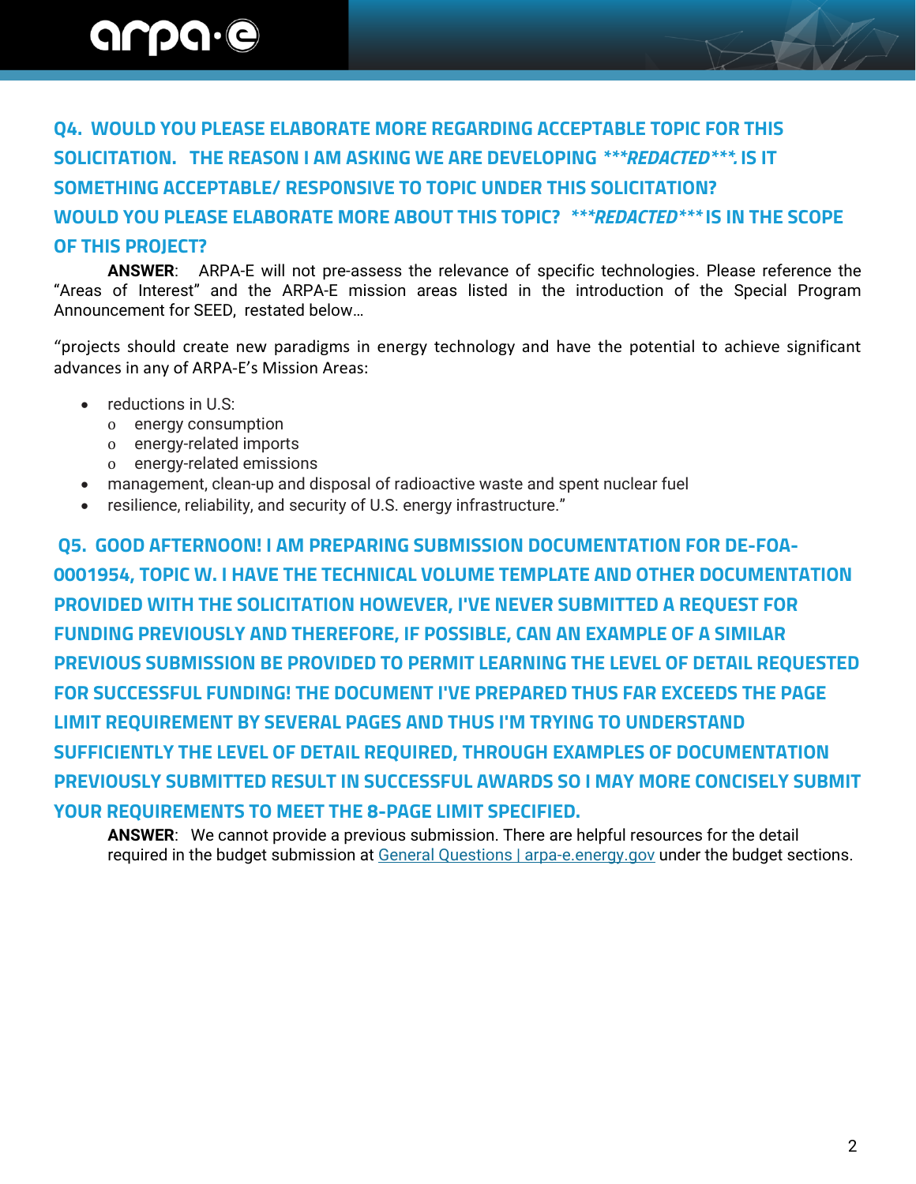### Q4. WOULD YOU PLEASE ELABORATE MORE REGARDING ACCEPTABLE TOPIC FOR THIS SOLICITATION. THE REASON I AM ASKING WE ARE DEVELOPING ***REDACTED***. IS IT SOMETHING ACCEPTABLE/ RESPONSIVE TO TOPIC UNDER THIS SOLICITATION? WOULD YOU PLEASE ELABORATE MORE ABOUT THIS TOPIC? ***REDACTED*** IS IN THE SCOPE OF THIS PROJECT?

**ANSWER**: ARPA-E will not pre-assess the relevance of specific technologies. Please reference the "Areas of Interest" and the ARPA-E mission areas listed in the introduction of the Special Program Announcement for SEED, restated below…

"projects should create new paradigms in energy technology and have the potential to achieve significant advances in any of ARPA-E's Mission Areas:

- reductions in U.S:
  - energy consumption
  - energy-related imports
  - energy-related emissions
- management, clean-up and disposal of radioactive waste and spent nuclear fuel
- resilience, reliability, and security of U.S. energy infrastructure."

### Q5. GOOD AFTERNOON! I AM PREPARING SUBMISSION DOCUMENTATION FOR DE-FOA-0001954, TOPIC W. I HAVE THE TECHNICAL VOLUME TEMPLATE AND OTHER DOCUMENTATION PROVIDED WITH THE SOLICITATION HOWEVER, I'VE NEVER SUBMITTED A REQUEST FOR FUNDING PREVIOUSLY AND THEREFORE, IF POSSIBLE, CAN AN EXAMPLE OF A SIMILAR PREVIOUS SUBMISSION BE PROVIDED TO PERMIT LEARNING THE LEVEL OF DETAIL REQUESTED FOR SUCCESSFUL FUNDING! THE DOCUMENT I'VE PREPARED THUS FAR EXCEEDS THE PAGE LIMIT REQUIREMENT BY SEVERAL PAGES AND THUS I'M TRYING TO UNDERSTAND SUFFICIENTLY THE LEVEL OF DETAIL REQUIRED, THROUGH EXAMPLES OF DOCUMENTATION PREVIOUSLY SUBMITTED RESULT IN SUCCESSFUL AWARDS SO I MAY MORE CONCISELY SUBMIT YOUR REQUIREMENTS TO MEET THE 8-PAGE LIMIT SPECIFIED.

**ANSWER**: We cannot provide a previous submission. There are helpful resources for the detail required in the budget submission at General Questions | arpa-e.energy.gov under the budget sections.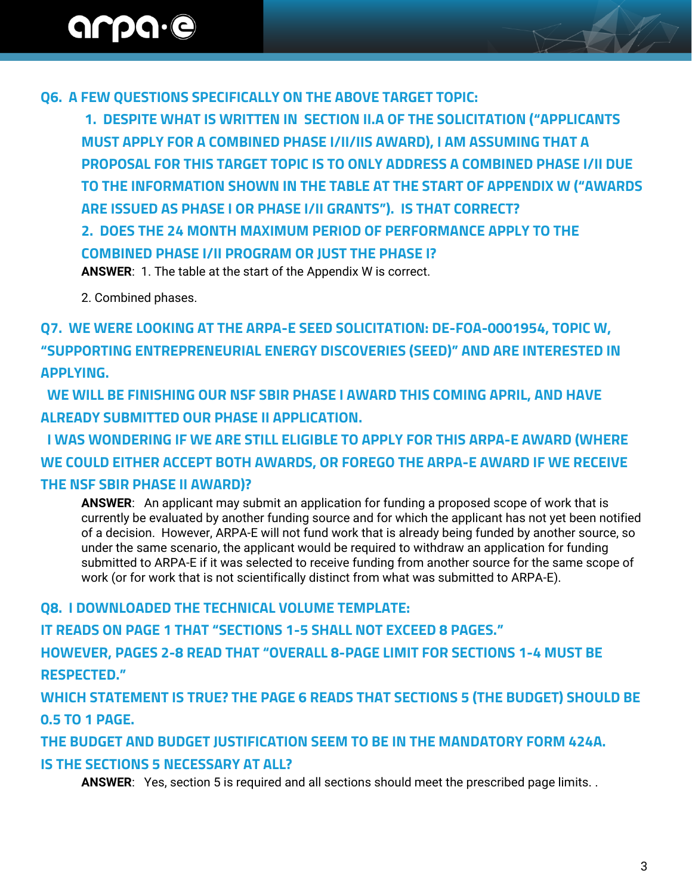### Q6. A FEW QUESTIONS SPECIFICALLY ON THE ABOVE TARGET TOPIC:

1. DESPITE WHAT IS WRITTEN IN SECTION II.A OF THE SOLICITATION ("APPLICANTS MUST APPLY FOR A COMBINED PHASE I/II/IIS AWARD), I AM ASSUMING THAT A PROPOSAL FOR THIS TARGET TOPIC IS TO ONLY ADDRESS A COMBINED PHASE I/II DUE TO THE INFORMATION SHOWN IN THE TABLE AT THE START OF APPENDIX W ("AWARDS ARE ISSUED AS PHASE I OR PHASE I/II GRANTS"). IS THAT CORRECT?
2. DOES THE 24 MONTH MAXIMUM PERIOD OF PERFORMANCE APPLY TO THE COMBINED PHASE I/II PROGRAM OR JUST THE PHASE I?

**ANSWER**: 1. The table at the start of the Appendix W is correct.

2. Combined phases.

### Q7. WE WERE LOOKING AT THE ARPA-E SEED SOLICITATION: DE-FOA-0001954, TOPIC W, "SUPPORTING ENTREPRENEURIAL ENERGY DISCOVERIES (SEED)" AND ARE INTERESTED IN APPLYING.

WE WILL BE FINISHING OUR NSF SBIR PHASE I AWARD THIS COMING APRIL, AND HAVE ALREADY SUBMITTED OUR PHASE II APPLICATION.

I WAS WONDERING IF WE ARE STILL ELIGIBLE TO APPLY FOR THIS ARPA-E AWARD (WHERE WE COULD EITHER ACCEPT BOTH AWARDS, OR FOREGO THE ARPA-E AWARD IF WE RECEIVE THE NSF SBIR PHASE II AWARD)?

**ANSWER**: An applicant may submit an application for funding a proposed scope of work that is currently be evaluated by another funding source and for which the applicant has not yet been notified of a decision. However, ARPA-E will not fund work that is already being funded by another source, so under the same scenario, the applicant would be required to withdraw an application for funding submitted to ARPA-E if it was selected to receive funding from another source for the same scope of work (or for work that is not scientifically distinct from what was submitted to ARPA-E).

### Q8. I DOWNLOADED THE TECHNICAL VOLUME TEMPLATE:

IT READS ON PAGE 1 THAT "SECTIONS 1-5 SHALL NOT EXCEED 8 PAGES."

HOWEVER, PAGES 2-8 READ THAT "OVERALL 8-PAGE LIMIT FOR SECTIONS 1-4 MUST BE RESPECTED."

WHICH STATEMENT IS TRUE? THE PAGE 6 READS THAT SECTIONS 5 (THE BUDGET) SHOULD BE 0.5 TO 1 PAGE.

THE BUDGET AND BUDGET JUSTIFICATION SEEM TO BE IN THE MANDATORY FORM 424A.

IS THE SECTIONS 5 NECESSARY AT ALL?

**ANSWER**: Yes, section 5 is required and all sections should meet the prescribed page limits. .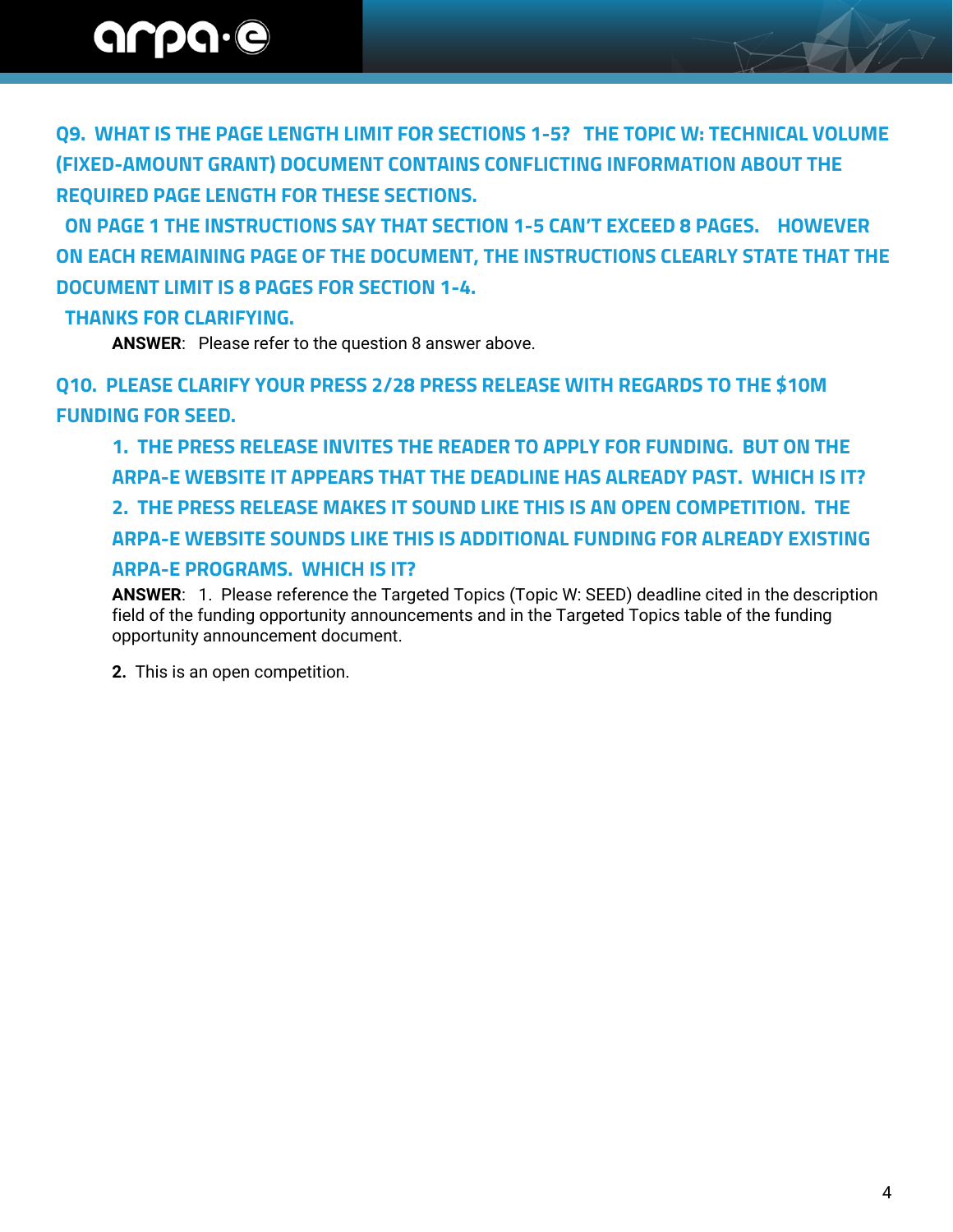### Q9. WHAT IS THE PAGE LENGTH LIMIT FOR SECTIONS 1-5? THE TOPIC W: TECHNICAL VOLUME (FIXED-AMOUNT GRANT) DOCUMENT CONTAINS CONFLICTING INFORMATION ABOUT THE REQUIRED PAGE LENGTH FOR THESE SECTIONS.

### ON PAGE 1 THE INSTRUCTIONS SAY THAT SECTION 1-5 CAN'T EXCEED 8 PAGES. HOWEVER ON EACH REMAINING PAGE OF THE DOCUMENT, THE INSTRUCTIONS CLEARLY STATE THAT THE DOCUMENT LIMIT IS 8 PAGES FOR SECTION 1-4.

### THANKS FOR CLARIFYING.

**ANSWER**: Please refer to the question 8 answer above.

### Q10. PLEASE CLARIFY YOUR PRESS 2/28 PRESS RELEASE WITH REGARDS TO THE $10M FUNDING FOR SEED.

1. **THE PRESS RELEASE INVITES THE READER TO APPLY FOR FUNDING. BUT ON THE ARPA-E WEBSITE IT APPEARS THAT THE DEADLINE HAS ALREADY PAST. WHICH IS IT?**
2. **THE PRESS RELEASE MAKES IT SOUND LIKE THIS IS AN OPEN COMPETITION. THE ARPA-E WEBSITE SOUNDS LIKE THIS IS ADDITIONAL FUNDING FOR ALREADY EXISTING ARPA-E PROGRAMS. WHICH IS IT?**

**ANSWER**: 1. Please reference the Targeted Topics (Topic W: SEED) deadline cited in the description field of the funding opportunity announcements and in the Targeted Topics table of the funding opportunity announcement document.

**2.** This is an open competition.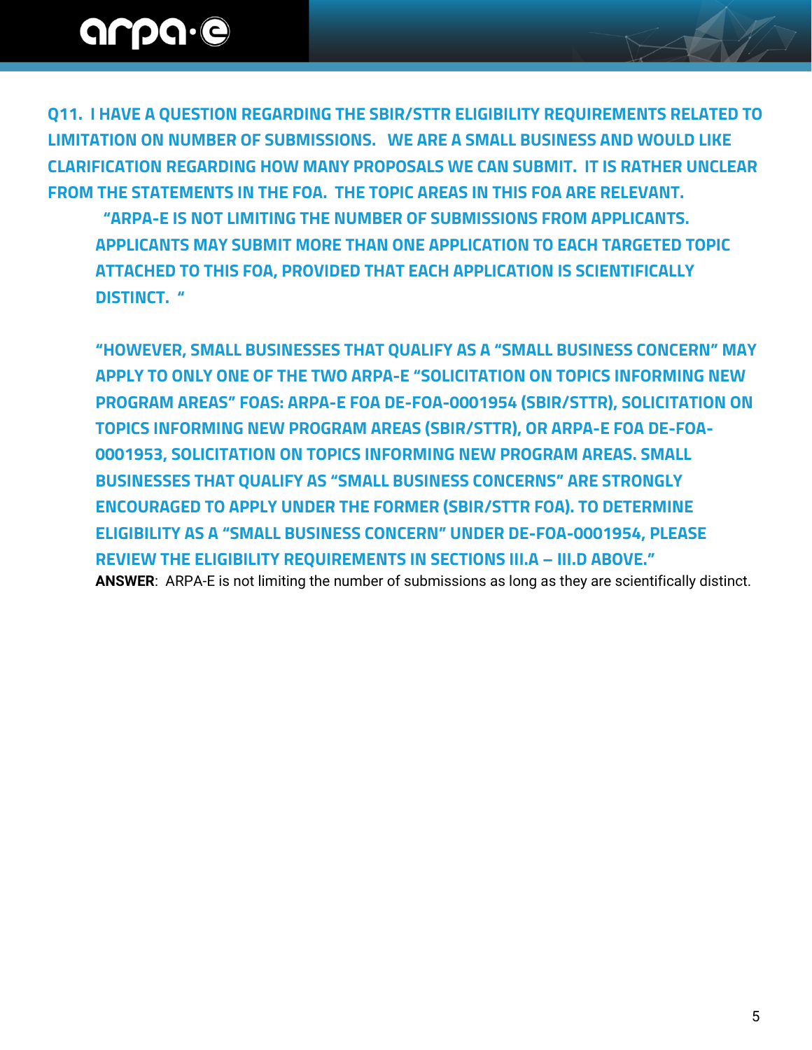**Q11. I HAVE A QUESTION REGARDING THE SBIR/STTR ELIGIBILITY REQUIREMENTS RELATED TO LIMITATION ON NUMBER OF SUBMISSIONS. WE ARE A SMALL BUSINESS AND WOULD LIKE CLARIFICATION REGARDING HOW MANY PROPOSALS WE CAN SUBMIT. IT IS RATHER UNCLEAR FROM THE STATEMENTS IN THE FOA. THE TOPIC AREAS IN THIS FOA ARE RELEVANT.**

> **"ARPA-E IS NOT LIMITING THE NUMBER OF SUBMISSIONS FROM APPLICANTS. APPLICANTS MAY SUBMIT MORE THAN ONE APPLICATION TO EACH TARGETED TOPIC ATTACHED TO THIS FOA, PROVIDED THAT EACH APPLICATION IS SCIENTIFICALLY DISTINCT. "**
>
> **"HOWEVER, SMALL BUSINESSES THAT QUALIFY AS A "SMALL BUSINESS CONCERN" MAY APPLY TO ONLY ONE OF THE TWO ARPA-E "SOLICITATION ON TOPICS INFORMING NEW PROGRAM AREAS" FOAS: ARPA-E FOA DE-FOA-0001954 (SBIR/STTR), SOLICITATION ON TOPICS INFORMING NEW PROGRAM AREAS (SBIR/STTR), OR ARPA-E FOA DE-FOA-0001953, SOLICITATION ON TOPICS INFORMING NEW PROGRAM AREAS. SMALL BUSINESSES THAT QUALIFY AS "SMALL BUSINESS CONCERNS" ARE STRONGLY ENCOURAGED TO APPLY UNDER THE FORMER (SBIR/STTR FOA). TO DETERMINE ELIGIBILITY AS A "SMALL BUSINESS CONCERN" UNDER DE-FOA-0001954, PLEASE REVIEW THE ELIGIBILITY REQUIREMENTS IN SECTIONS III.A – III.D ABOVE."**

**ANSWER**: ARPA-E is not limiting the number of submissions as long as they are scientifically distinct.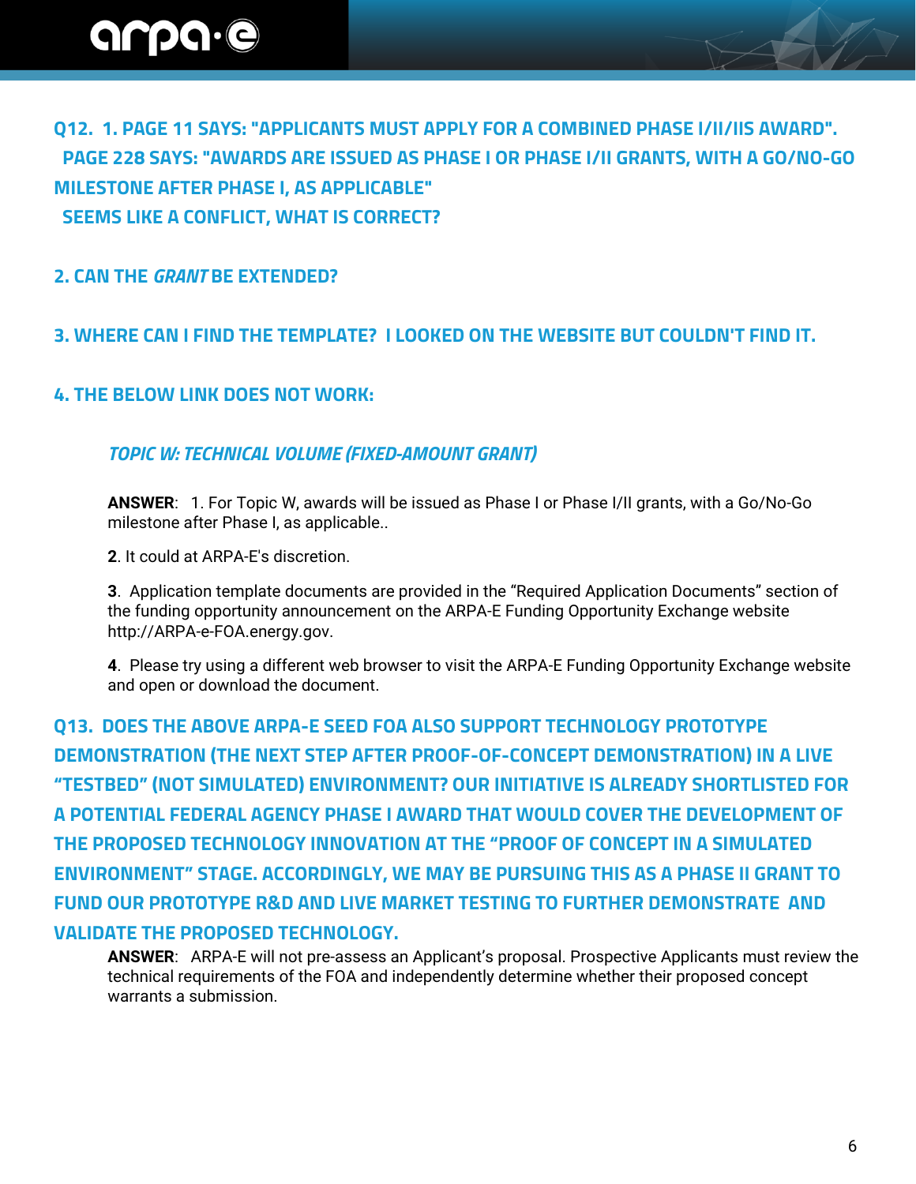**Q12. 1. PAGE 11 SAYS: "APPLICANTS MUST APPLY FOR A COMBINED PHASE I/II/IIS AWARD". PAGE 228 SAYS: "AWARDS ARE ISSUED AS PHASE I OR PHASE I/II GRANTS, WITH A GO/NO-GO MILESTONE AFTER PHASE I, AS APPLICABLE" SEEMS LIKE A CONFLICT, WHAT IS CORRECT?**

**2. CAN THE *GRANT* BE EXTENDED?**

**3. WHERE CAN I FIND THE TEMPLATE? I LOOKED ON THE WEBSITE BUT COULDN'T FIND IT.**

**4. THE BELOW LINK DOES NOT WORK:**

*TOPIC W: TECHNICAL VOLUME (FIXED-AMOUNT GRANT)*

**ANSWER**: 1. For Topic W, awards will be issued as Phase I or Phase I/II grants, with a Go/No-Go milestone after Phase I, as applicable..

**2**. It could at ARPA-E's discretion.

**3**. Application template documents are provided in the "Required Application Documents" section of the funding opportunity announcement on the ARPA-E Funding Opportunity Exchange website http://ARPA-e-FOA.energy.gov.

**4**. Please try using a different web browser to visit the ARPA-E Funding Opportunity Exchange website and open or download the document.

**Q13. DOES THE ABOVE ARPA-E SEED FOA ALSO SUPPORT TECHNOLOGY PROTOTYPE DEMONSTRATION (THE NEXT STEP AFTER PROOF-OF-CONCEPT DEMONSTRATION) IN A LIVE "TESTBED" (NOT SIMULATED) ENVIRONMENT? OUR INITIATIVE IS ALREADY SHORTLISTED FOR A POTENTIAL FEDERAL AGENCY PHASE I AWARD THAT WOULD COVER THE DEVELOPMENT OF THE PROPOSED TECHNOLOGY INNOVATION AT THE "PROOF OF CONCEPT IN A SIMULATED ENVIRONMENT" STAGE. ACCORDINGLY, WE MAY BE PURSUING THIS AS A PHASE II GRANT TO FUND OUR PROTOTYPE R&D AND LIVE MARKET TESTING TO FURTHER DEMONSTRATE AND VALIDATE THE PROPOSED TECHNOLOGY.**

**ANSWER**: ARPA-E will not pre-assess an Applicant's proposal. Prospective Applicants must review the technical requirements of the FOA and independently determine whether their proposed concept warrants a submission.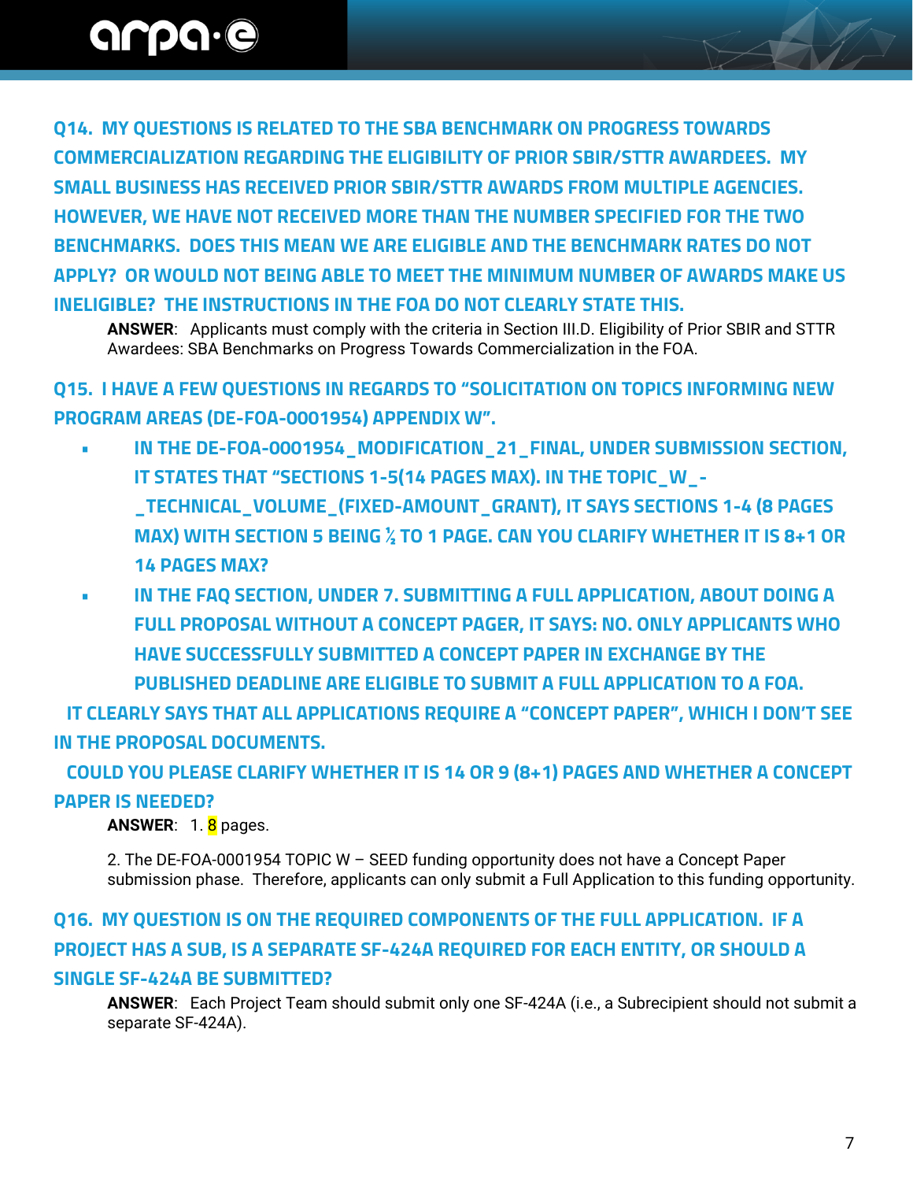### Q14. MY QUESTIONS IS RELATED TO THE SBA BENCHMARK ON PROGRESS TOWARDS COMMERCIALIZATION REGARDING THE ELIGIBILITY OF PRIOR SBIR/STTR AWARDEES. MY SMALL BUSINESS HAS RECEIVED PRIOR SBIR/STTR AWARDS FROM MULTIPLE AGENCIES. HOWEVER, WE HAVE NOT RECEIVED MORE THAN THE NUMBER SPECIFIED FOR THE TWO BENCHMARKS. DOES THIS MEAN WE ARE ELIGIBLE AND THE BENCHMARK RATES DO NOT APPLY? OR WOULD NOT BEING ABLE TO MEET THE MINIMUM NUMBER OF AWARDS MAKE US INELIGIBLE? THE INSTRUCTIONS IN THE FOA DO NOT CLEARLY STATE THIS.

**ANSWER**: Applicants must comply with the criteria in Section III.D. Eligibility of Prior SBIR and STTR Awardees: SBA Benchmarks on Progress Towards Commercialization in the FOA.

### Q15. I HAVE A FEW QUESTIONS IN REGARDS TO "SOLICITATION ON TOPICS INFORMING NEW PROGRAM AREAS (DE-FOA-0001954) APPENDIX W".

- IN THE DE-FOA-0001954_MODIFICATION_21_FINAL, UNDER SUBMISSION SECTION, IT STATES THAT "SECTIONS 1-5(14 PAGES MAX). IN THE TOPIC_W_-_TECHNICAL_VOLUME_(FIXED-AMOUNT_GRANT), IT SAYS SECTIONS 1-4 (8 PAGES MAX) WITH SECTION 5 BEING ½ TO 1 PAGE. CAN YOU CLARIFY WHETHER IT IS 8+1 OR 14 PAGES MAX?
- IN THE FAQ SECTION, UNDER 7. SUBMITTING A FULL APPLICATION, ABOUT DOING A FULL PROPOSAL WITHOUT A CONCEPT PAGER, IT SAYS: NO. ONLY APPLICANTS WHO HAVE SUCCESSFULLY SUBMITTED A CONCEPT PAPER IN EXCHANGE BY THE PUBLISHED DEADLINE ARE ELIGIBLE TO SUBMIT A FULL APPLICATION TO A FOA.

IT CLEARLY SAYS THAT ALL APPLICATIONS REQUIRE A "CONCEPT PAPER", WHICH I DON'T SEE IN THE PROPOSAL DOCUMENTS.

COULD YOU PLEASE CLARIFY WHETHER IT IS 14 OR 9 (8+1) PAGES AND WHETHER A CONCEPT PAPER IS NEEDED?

**ANSWER**: 1. 8 pages.

2. The DE-FOA-0001954 TOPIC W – SEED funding opportunity does not have a Concept Paper submission phase. Therefore, applicants can only submit a Full Application to this funding opportunity.

### Q16. MY QUESTION IS ON THE REQUIRED COMPONENTS OF THE FULL APPLICATION. IF A PROJECT HAS A SUB, IS A SEPARATE SF-424A REQUIRED FOR EACH ENTITY, OR SHOULD A SINGLE SF-424A BE SUBMITTED?

**ANSWER**: Each Project Team should submit only one SF-424A (i.e., a Subrecipient should not submit a separate SF-424A).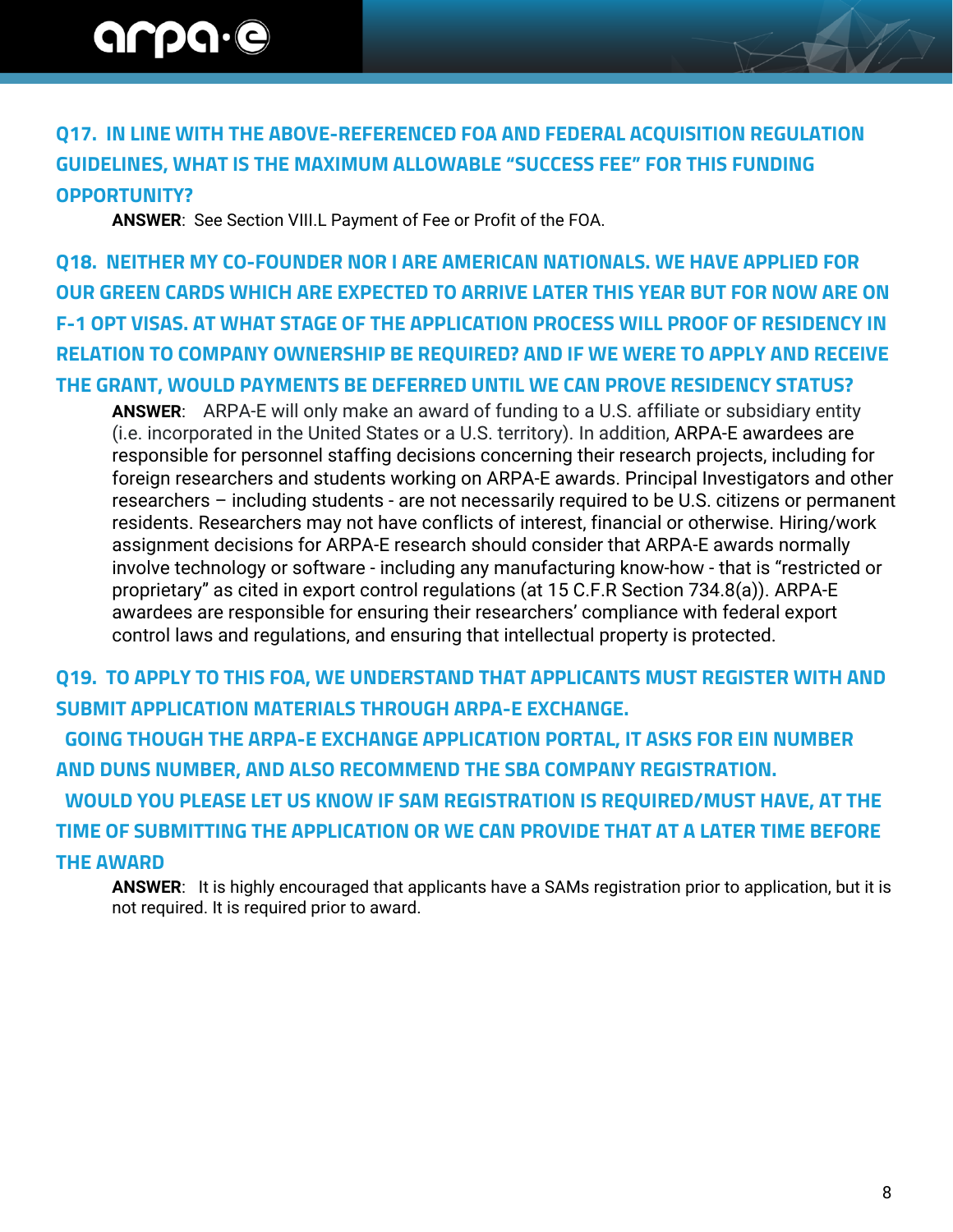### Q17. IN LINE WITH THE ABOVE-REFERENCED FOA AND FEDERAL ACQUISITION REGULATION GUIDELINES, WHAT IS THE MAXIMUM ALLOWABLE "SUCCESS FEE" FOR THIS FUNDING OPPORTUNITY?

**ANSWER**: See Section VIII.L Payment of Fee or Profit of the FOA.

### Q18. NEITHER MY CO-FOUNDER NOR I ARE AMERICAN NATIONALS. WE HAVE APPLIED FOR OUR GREEN CARDS WHICH ARE EXPECTED TO ARRIVE LATER THIS YEAR BUT FOR NOW ARE ON F-1 OPT VISAS. AT WHAT STAGE OF THE APPLICATION PROCESS WILL PROOF OF RESIDENCY IN RELATION TO COMPANY OWNERSHIP BE REQUIRED? AND IF WE WERE TO APPLY AND RECEIVE THE GRANT, WOULD PAYMENTS BE DEFERRED UNTIL WE CAN PROVE RESIDENCY STATUS?

**ANSWER**: ARPA-E will only make an award of funding to a U.S. affiliate or subsidiary entity (i.e. incorporated in the United States or a U.S. territory). In addition, ARPA-E awardees are responsible for personnel staffing decisions concerning their research projects, including for foreign researchers and students working on ARPA-E awards. Principal Investigators and other researchers – including students - are not necessarily required to be U.S. citizens or permanent residents. Researchers may not have conflicts of interest, financial or otherwise. Hiring/work assignment decisions for ARPA-E research should consider that ARPA-E awards normally involve technology or software - including any manufacturing know-how - that is "restricted or proprietary" as cited in export control regulations (at 15 C.F.R Section 734.8(a)). ARPA-E awardees are responsible for ensuring their researchers' compliance with federal export control laws and regulations, and ensuring that intellectual property is protected.

### Q19. TO APPLY TO THIS FOA, WE UNDERSTAND THAT APPLICANTS MUST REGISTER WITH AND SUBMIT APPLICATION MATERIALS THROUGH ARPA-E EXCHANGE. GOING THOUGH THE ARPA-E EXCHANGE APPLICATION PORTAL, IT ASKS FOR EIN NUMBER AND DUNS NUMBER, AND ALSO RECOMMEND THE SBA COMPANY REGISTRATION. WOULD YOU PLEASE LET US KNOW IF SAM REGISTRATION IS REQUIRED/MUST HAVE, AT THE TIME OF SUBMITTING THE APPLICATION OR WE CAN PROVIDE THAT AT A LATER TIME BEFORE THE AWARD

**ANSWER**: It is highly encouraged that applicants have a SAMs registration prior to application, but it is not required. It is required prior to award.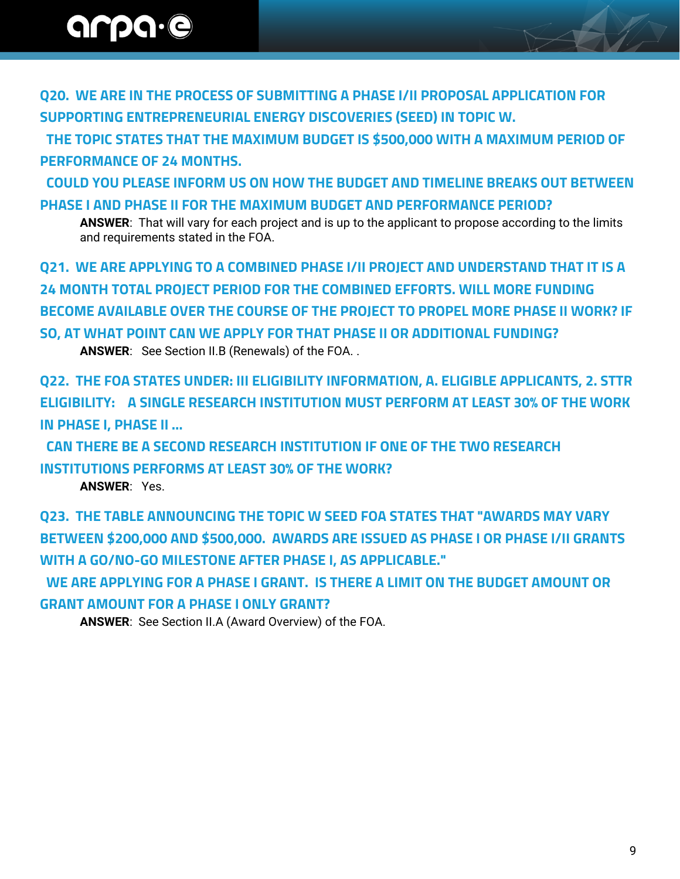**Q20. WE ARE IN THE PROCESS OF SUBMITTING A PHASE I/II PROPOSAL APPLICATION FOR SUPPORTING ENTREPRENEURIAL ENERGY DISCOVERIES (SEED) IN TOPIC W.**

**THE TOPIC STATES THAT THE MAXIMUM BUDGET IS $500,000 WITH A MAXIMUM PERIOD OF PERFORMANCE OF 24 MONTHS.**

**COULD YOU PLEASE INFORM US ON HOW THE BUDGET AND TIMELINE BREAKS OUT BETWEEN PHASE I AND PHASE II FOR THE MAXIMUM BUDGET AND PERFORMANCE PERIOD?**

**ANSWER**: That will vary for each project and is up to the applicant to propose according to the limits and requirements stated in the FOA.

**Q21. WE ARE APPLYING TO A COMBINED PHASE I/II PROJECT AND UNDERSTAND THAT IT IS A 24 MONTH TOTAL PROJECT PERIOD FOR THE COMBINED EFFORTS. WILL MORE FUNDING BECOME AVAILABLE OVER THE COURSE OF THE PROJECT TO PROPEL MORE PHASE II WORK? IF SO, AT WHAT POINT CAN WE APPLY FOR THAT PHASE II OR ADDITIONAL FUNDING?**

**ANSWER**: See Section II.B (Renewals) of the FOA. .

**Q22. THE FOA STATES UNDER: III ELIGIBILITY INFORMATION, A. ELIGIBLE APPLICANTS, 2. STTR ELIGIBILITY: A SINGLE RESEARCH INSTITUTION MUST PERFORM AT LEAST 30% OF THE WORK IN PHASE I, PHASE II ...**

**CAN THERE BE A SECOND RESEARCH INSTITUTION IF ONE OF THE TWO RESEARCH INSTITUTIONS PERFORMS AT LEAST 30% OF THE WORK?**

**ANSWER**: Yes.

**Q23. THE TABLE ANNOUNCING THE TOPIC W SEED FOA STATES THAT "AWARDS MAY VARY BETWEEN $200,000 AND $500,000. AWARDS ARE ISSUED AS PHASE I OR PHASE I/II GRANTS WITH A GO/NO-GO MILESTONE AFTER PHASE I, AS APPLICABLE."**

**WE ARE APPLYING FOR A PHASE I GRANT. IS THERE A LIMIT ON THE BUDGET AMOUNT OR GRANT AMOUNT FOR A PHASE I ONLY GRANT?**

**ANSWER**: See Section II.A (Award Overview) of the FOA.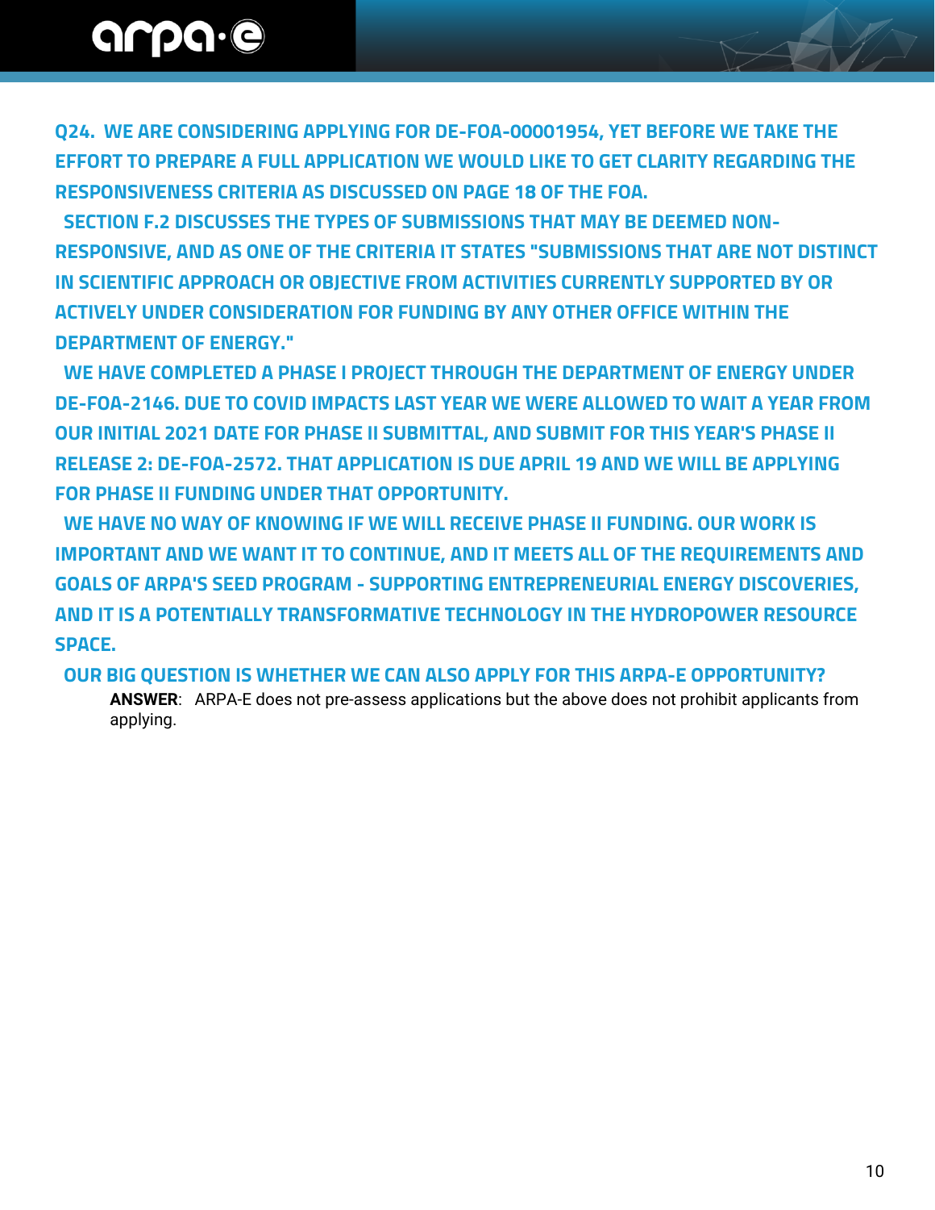**Q24. WE ARE CONSIDERING APPLYING FOR DE-FOA-00001954, YET BEFORE WE TAKE THE EFFORT TO PREPARE A FULL APPLICATION WE WOULD LIKE TO GET CLARITY REGARDING THE RESPONSIVENESS CRITERIA AS DISCUSSED ON PAGE 18 OF THE FOA.**

**SECTION F.2 DISCUSSES THE TYPES OF SUBMISSIONS THAT MAY BE DEEMED NON-RESPONSIVE, AND AS ONE OF THE CRITERIA IT STATES "SUBMISSIONS THAT ARE NOT DISTINCT IN SCIENTIFIC APPROACH OR OBJECTIVE FROM ACTIVITIES CURRENTLY SUPPORTED BY OR ACTIVELY UNDER CONSIDERATION FOR FUNDING BY ANY OTHER OFFICE WITHIN THE DEPARTMENT OF ENERGY."**

**WE HAVE COMPLETED A PHASE I PROJECT THROUGH THE DEPARTMENT OF ENERGY UNDER DE-FOA-2146. DUE TO COVID IMPACTS LAST YEAR WE WERE ALLOWED TO WAIT A YEAR FROM OUR INITIAL 2021 DATE FOR PHASE II SUBMITTAL, AND SUBMIT FOR THIS YEAR'S PHASE II RELEASE 2: DE-FOA-2572. THAT APPLICATION IS DUE APRIL 19 AND WE WILL BE APPLYING FOR PHASE II FUNDING UNDER THAT OPPORTUNITY.**

**WE HAVE NO WAY OF KNOWING IF WE WILL RECEIVE PHASE II FUNDING. OUR WORK IS IMPORTANT AND WE WANT IT TO CONTINUE, AND IT MEETS ALL OF THE REQUIREMENTS AND GOALS OF ARPA'S SEED PROGRAM - SUPPORTING ENTREPRENEURIAL ENERGY DISCOVERIES, AND IT IS A POTENTIALLY TRANSFORMATIVE TECHNOLOGY IN THE HYDROPOWER RESOURCE SPACE.**

**OUR BIG QUESTION IS WHETHER WE CAN ALSO APPLY FOR THIS ARPA-E OPPORTUNITY?**

**ANSWER**: ARPA-E does not pre-assess applications but the above does not prohibit applicants from applying.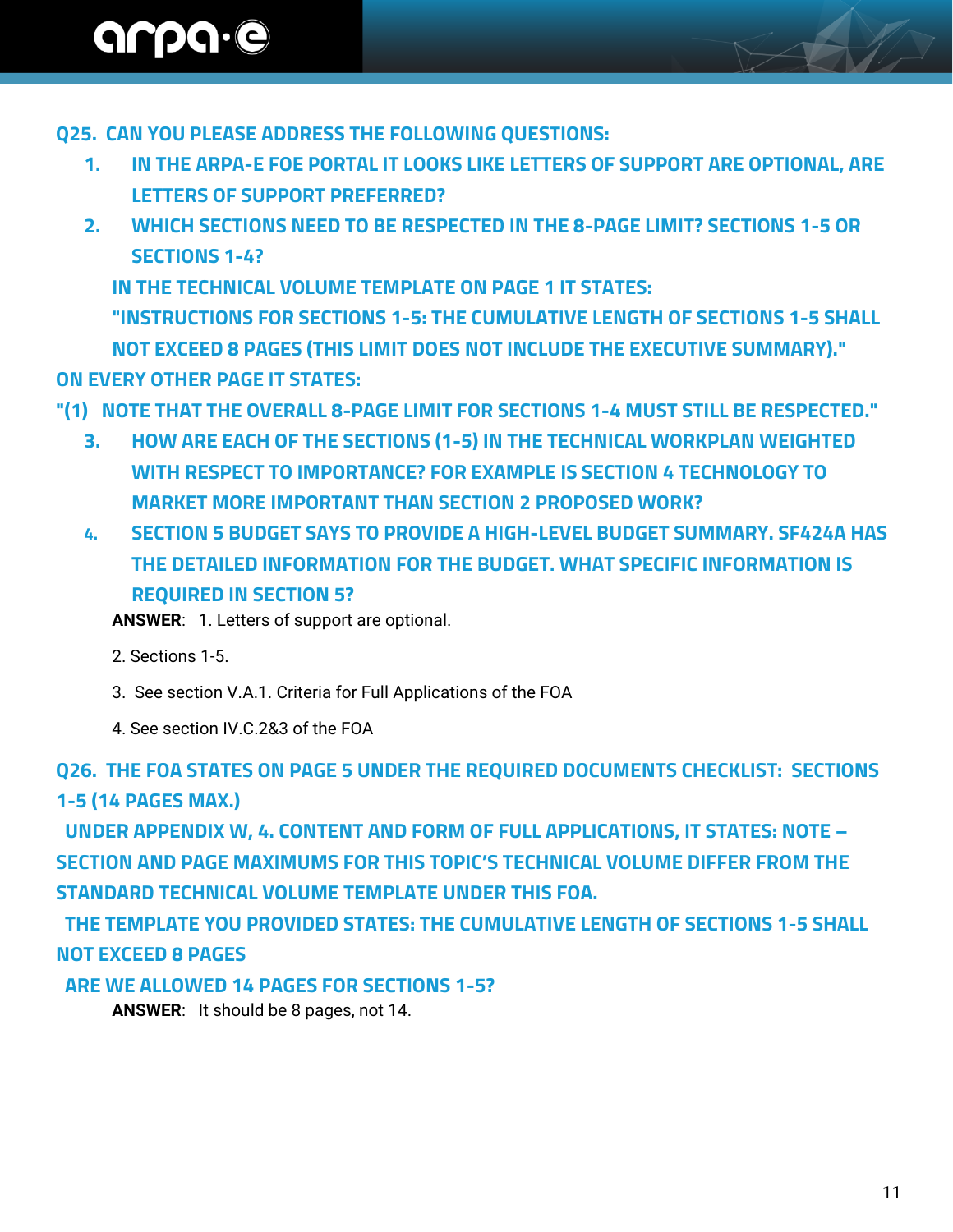**Q25. CAN YOU PLEASE ADDRESS THE FOLLOWING QUESTIONS:**

1. **IN THE ARPA-E FOE PORTAL IT LOOKS LIKE LETTERS OF SUPPORT ARE OPTIONAL, ARE LETTERS OF SUPPORT PREFERRED?**
2. **WHICH SECTIONS NEED TO BE RESPECTED IN THE 8-PAGE LIMIT? SECTIONS 1-5 OR SECTIONS 1-4?**

   **IN THE TECHNICAL VOLUME TEMPLATE ON PAGE 1 IT STATES:**

   **"INSTRUCTIONS FOR SECTIONS 1-5: THE CUMULATIVE LENGTH OF SECTIONS 1-5 SHALL NOT EXCEED 8 PAGES (THIS LIMIT DOES NOT INCLUDE THE EXECUTIVE SUMMARY)."**

**ON EVERY OTHER PAGE IT STATES:**

**"(1) NOTE THAT THE OVERALL 8-PAGE LIMIT FOR SECTIONS 1-4 MUST STILL BE RESPECTED."**

3. **HOW ARE EACH OF THE SECTIONS (1-5) IN THE TECHNICAL WORKPLAN WEIGHTED WITH RESPECT TO IMPORTANCE? FOR EXAMPLE IS SECTION 4 TECHNOLOGY TO MARKET MORE IMPORTANT THAN SECTION 2 PROPOSED WORK?**
4. **SECTION 5 BUDGET SAYS TO PROVIDE A HIGH-LEVEL BUDGET SUMMARY. SF424A HAS THE DETAILED INFORMATION FOR THE BUDGET. WHAT SPECIFIC INFORMATION IS REQUIRED IN SECTION 5?**

**ANSWER**: 1. Letters of support are optional.

2. Sections 1-5.

3. See section V.A.1. Criteria for Full Applications of the FOA

4. See section IV.C.2&3 of the FOA

**Q26. THE FOA STATES ON PAGE 5 UNDER THE REQUIRED DOCUMENTS CHECKLIST: SECTIONS 1-5 (14 PAGES MAX.)**

**UNDER APPENDIX W, 4. CONTENT AND FORM OF FULL APPLICATIONS, IT STATES: NOTE – SECTION AND PAGE MAXIMUMS FOR THIS TOPIC'S TECHNICAL VOLUME DIFFER FROM THE STANDARD TECHNICAL VOLUME TEMPLATE UNDER THIS FOA.**

**THE TEMPLATE YOU PROVIDED STATES: THE CUMULATIVE LENGTH OF SECTIONS 1-5 SHALL NOT EXCEED 8 PAGES**

**ARE WE ALLOWED 14 PAGES FOR SECTIONS 1-5?**

**ANSWER**: It should be 8 pages, not 14.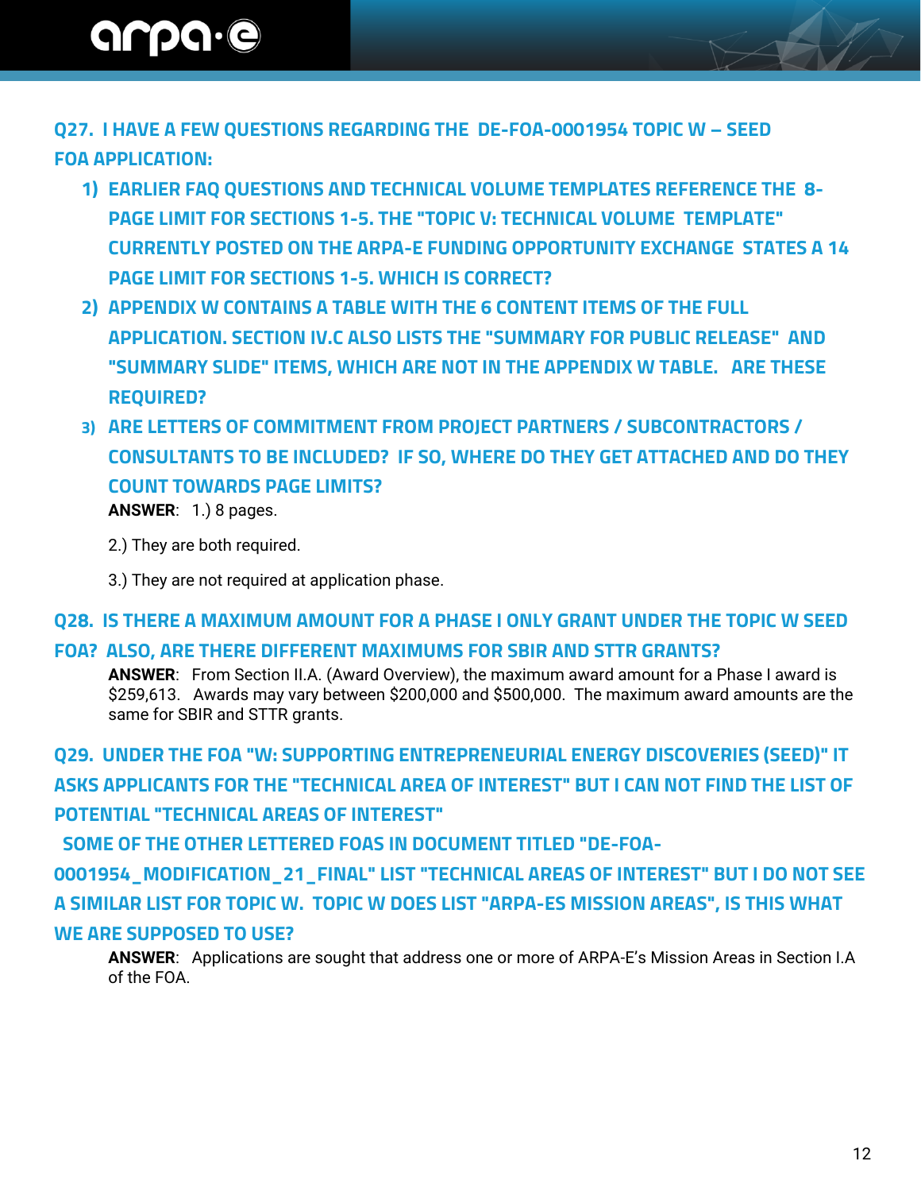### Q27. I HAVE A FEW QUESTIONS REGARDING THE DE-FOA-0001954 TOPIC W – SEED FOA APPLICATION:

1) **EARLIER FAQ QUESTIONS AND TECHNICAL VOLUME TEMPLATES REFERENCE THE 8-PAGE LIMIT FOR SECTIONS 1-5. THE "TOPIC V: TECHNICAL VOLUME TEMPLATE" CURRENTLY POSTED ON THE ARPA-E FUNDING OPPORTUNITY EXCHANGE STATES A 14 PAGE LIMIT FOR SECTIONS 1-5. WHICH IS CORRECT?**
2) **APPENDIX W CONTAINS A TABLE WITH THE 6 CONTENT ITEMS OF THE FULL APPLICATION. SECTION IV.C ALSO LISTS THE "SUMMARY FOR PUBLIC RELEASE" AND "SUMMARY SLIDE" ITEMS, WHICH ARE NOT IN THE APPENDIX W TABLE. ARE THESE REQUIRED?**
3) **ARE LETTERS OF COMMITMENT FROM PROJECT PARTNERS / SUBCONTRACTORS / CONSULTANTS TO BE INCLUDED? IF SO, WHERE DO THEY GET ATTACHED AND DO THEY COUNT TOWARDS PAGE LIMITS?**

**ANSWER**: 1.) 8 pages.

2.) They are both required.

3.) They are not required at application phase.

### Q28. IS THERE A MAXIMUM AMOUNT FOR A PHASE I ONLY GRANT UNDER THE TOPIC W SEED FOA? ALSO, ARE THERE DIFFERENT MAXIMUMS FOR SBIR AND STTR GRANTS?

**ANSWER**: From Section II.A. (Award Overview), the maximum award amount for a Phase I award is $259,613. Awards may vary between $200,000 and $500,000. The maximum award amounts are the same for SBIR and STTR grants.

### Q29. UNDER THE FOA "W: SUPPORTING ENTREPRENEURIAL ENERGY DISCOVERIES (SEED)" IT ASKS APPLICANTS FOR THE "TECHNICAL AREA OF INTEREST" BUT I CAN NOT FIND THE LIST OF POTENTIAL "TECHNICAL AREAS OF INTEREST" SOME OF THE OTHER LETTERED FOAS IN DOCUMENT TITLED "DE-FOA-0001954_MODIFICATION_21_FINAL" LIST "TECHNICAL AREAS OF INTEREST" BUT I DO NOT SEE A SIMILAR LIST FOR TOPIC W. TOPIC W DOES LIST "ARPA-ES MISSION AREAS", IS THIS WHAT WE ARE SUPPOSED TO USE?

**ANSWER**: Applications are sought that address one or more of ARPA-E's Mission Areas in Section I.A of the FOA.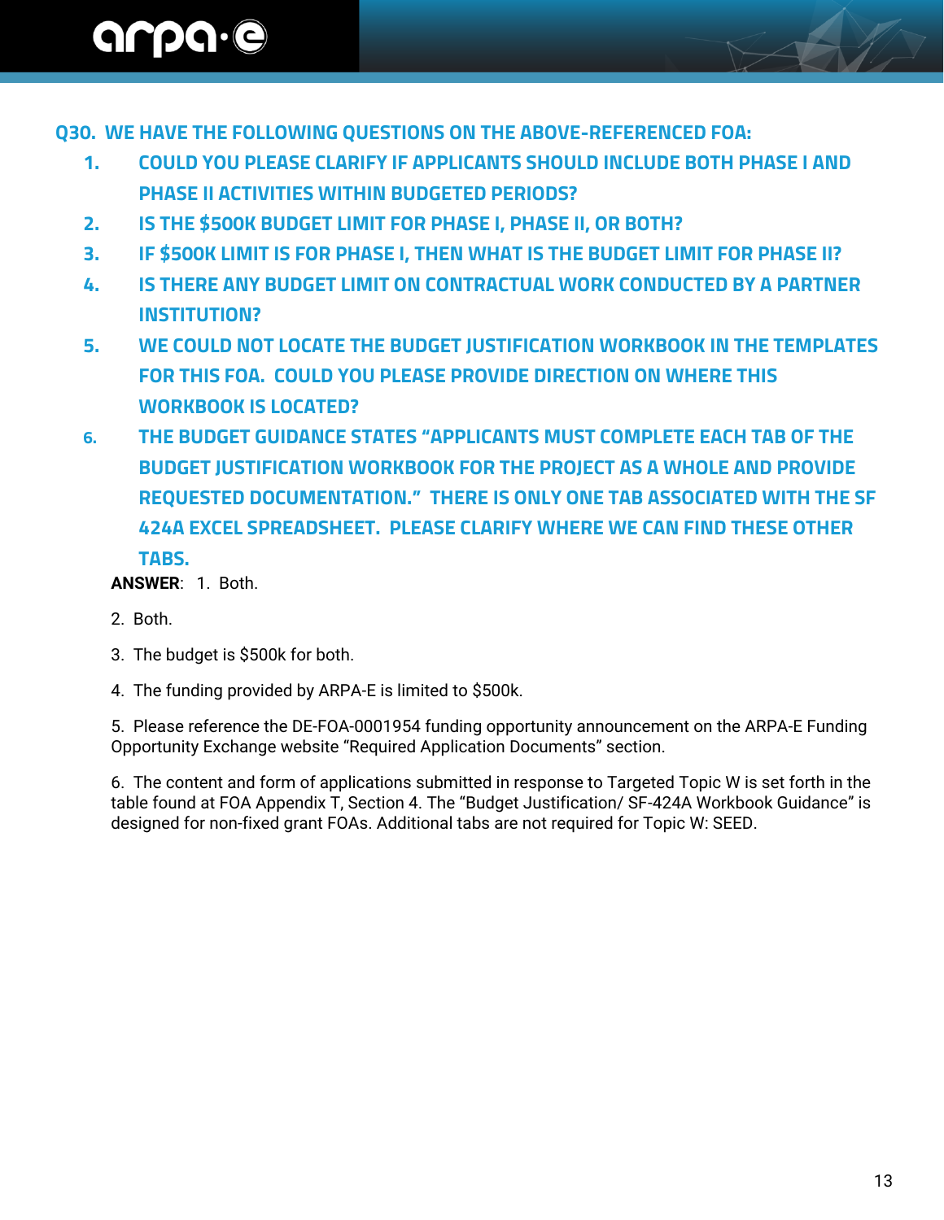### Q30. WE HAVE THE FOLLOWING QUESTIONS ON THE ABOVE-REFERENCED FOA:

1. **COULD YOU PLEASE CLARIFY IF APPLICANTS SHOULD INCLUDE BOTH PHASE I AND PHASE II ACTIVITIES WITHIN BUDGETED PERIODS?**
2. **IS THE $500K BUDGET LIMIT FOR PHASE I, PHASE II, OR BOTH?**
3. **IF $500K LIMIT IS FOR PHASE I, THEN WHAT IS THE BUDGET LIMIT FOR PHASE II?**
4. **IS THERE ANY BUDGET LIMIT ON CONTRACTUAL WORK CONDUCTED BY A PARTNER INSTITUTION?**
5. **WE COULD NOT LOCATE THE BUDGET JUSTIFICATION WORKBOOK IN THE TEMPLATES FOR THIS FOA. COULD YOU PLEASE PROVIDE DIRECTION ON WHERE THIS WORKBOOK IS LOCATED?**
6. **THE BUDGET GUIDANCE STATES "APPLICANTS MUST COMPLETE EACH TAB OF THE BUDGET JUSTIFICATION WORKBOOK FOR THE PROJECT AS A WHOLE AND PROVIDE REQUESTED DOCUMENTATION." THERE IS ONLY ONE TAB ASSOCIATED WITH THE SF 424A EXCEL SPREADSHEET. PLEASE CLARIFY WHERE WE CAN FIND THESE OTHER TABS.**

**ANSWER**: 1. Both.

2. Both.

3. The budget is $500k for both.

4. The funding provided by ARPA-E is limited to $500k.

5. Please reference the DE-FOA-0001954 funding opportunity announcement on the ARPA-E Funding Opportunity Exchange website "Required Application Documents" section.

6. The content and form of applications submitted in response to Targeted Topic W is set forth in the table found at FOA Appendix T, Section 4. The "Budget Justification/ SF-424A Workbook Guidance" is designed for non-fixed grant FOAs. Additional tabs are not required for Topic W: SEED.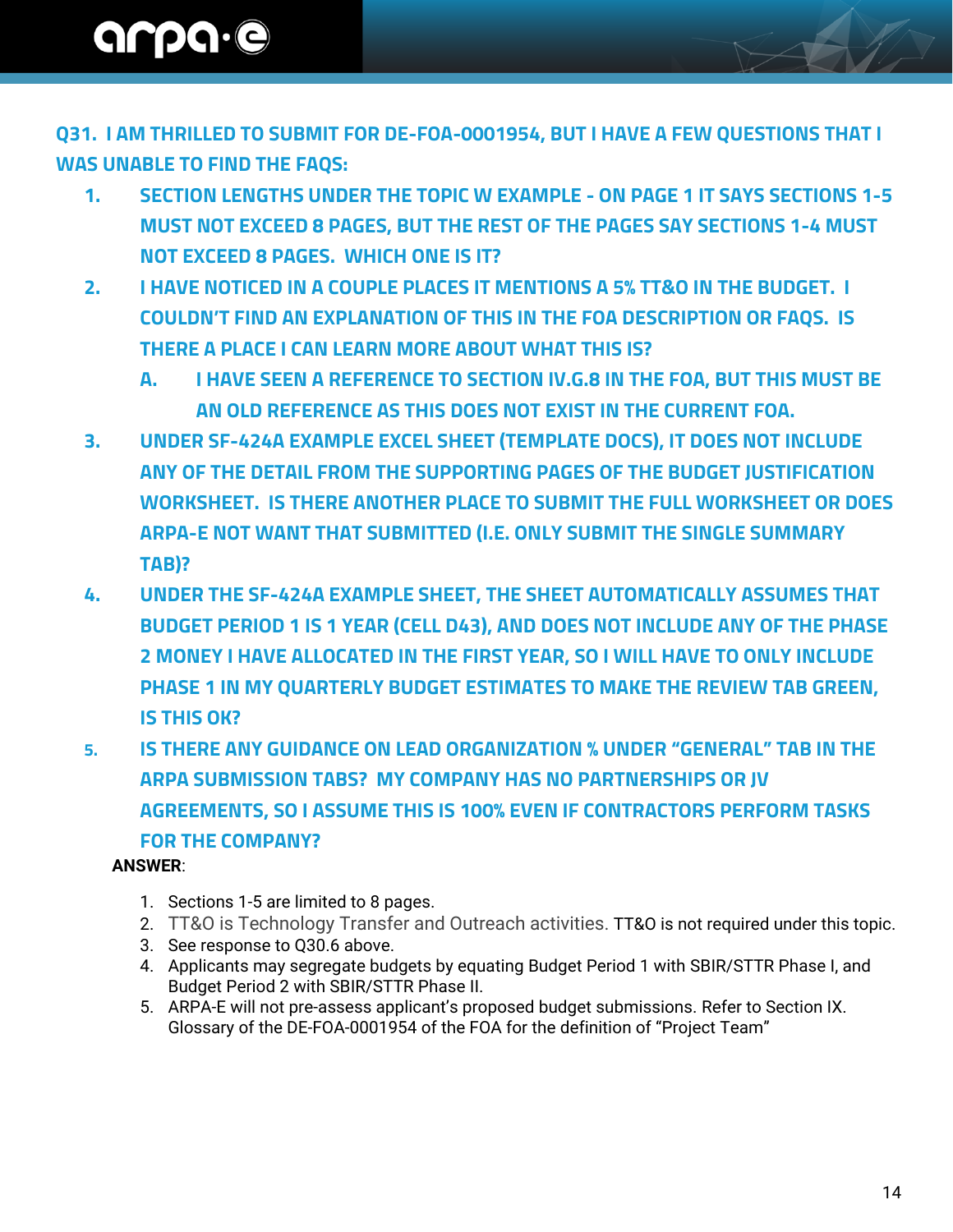### Q31. I AM THRILLED TO SUBMIT FOR DE-FOA-0001954, BUT I HAVE A FEW QUESTIONS THAT I WAS UNABLE TO FIND THE FAQS:

1. **SECTION LENGTHS UNDER THE TOPIC W EXAMPLE - ON PAGE 1 IT SAYS SECTIONS 1-5 MUST NOT EXCEED 8 PAGES, BUT THE REST OF THE PAGES SAY SECTIONS 1-4 MUST NOT EXCEED 8 PAGES. WHICH ONE IS IT?**
2. **I HAVE NOTICED IN A COUPLE PLACES IT MENTIONS A 5% TT&O IN THE BUDGET. I COULDN'T FIND AN EXPLANATION OF THIS IN THE FOA DESCRIPTION OR FAQS. IS THERE A PLACE I CAN LEARN MORE ABOUT WHAT THIS IS?**
   1. **I HAVE SEEN A REFERENCE TO SECTION IV.G.8 IN THE FOA, BUT THIS MUST BE AN OLD REFERENCE AS THIS DOES NOT EXIST IN THE CURRENT FOA.**
3. **UNDER SF-424A EXAMPLE EXCEL SHEET (TEMPLATE DOCS), IT DOES NOT INCLUDE ANY OF THE DETAIL FROM THE SUPPORTING PAGES OF THE BUDGET JUSTIFICATION WORKSHEET. IS THERE ANOTHER PLACE TO SUBMIT THE FULL WORKSHEET OR DOES ARPA-E NOT WANT THAT SUBMITTED (I.E. ONLY SUBMIT THE SINGLE SUMMARY TAB)?**
4. **UNDER THE SF-424A EXAMPLE SHEET, THE SHEET AUTOMATICALLY ASSUMES THAT BUDGET PERIOD 1 IS 1 YEAR (CELL D43), AND DOES NOT INCLUDE ANY OF THE PHASE 2 MONEY I HAVE ALLOCATED IN THE FIRST YEAR, SO I WILL HAVE TO ONLY INCLUDE PHASE 1 IN MY QUARTERLY BUDGET ESTIMATES TO MAKE THE REVIEW TAB GREEN, IS THIS OK?**
5. **IS THERE ANY GUIDANCE ON LEAD ORGANIZATION % UNDER "GENERAL" TAB IN THE ARPA SUBMISSION TABS? MY COMPANY HAS NO PARTNERSHIPS OR JV AGREEMENTS, SO I ASSUME THIS IS 100% EVEN IF CONTRACTORS PERFORM TASKS FOR THE COMPANY?**

**ANSWER**:

1. Sections 1-5 are limited to 8 pages.
2. TT&O is Technology Transfer and Outreach activities. TT&O is not required under this topic.
3. See response to Q30.6 above.
4. Applicants may segregate budgets by equating Budget Period 1 with SBIR/STTR Phase I, and Budget Period 2 with SBIR/STTR Phase II.
5. ARPA-E will not pre-assess applicant's proposed budget submissions. Refer to Section IX. Glossary of the DE-FOA-0001954 of the FOA for the definition of "Project Team"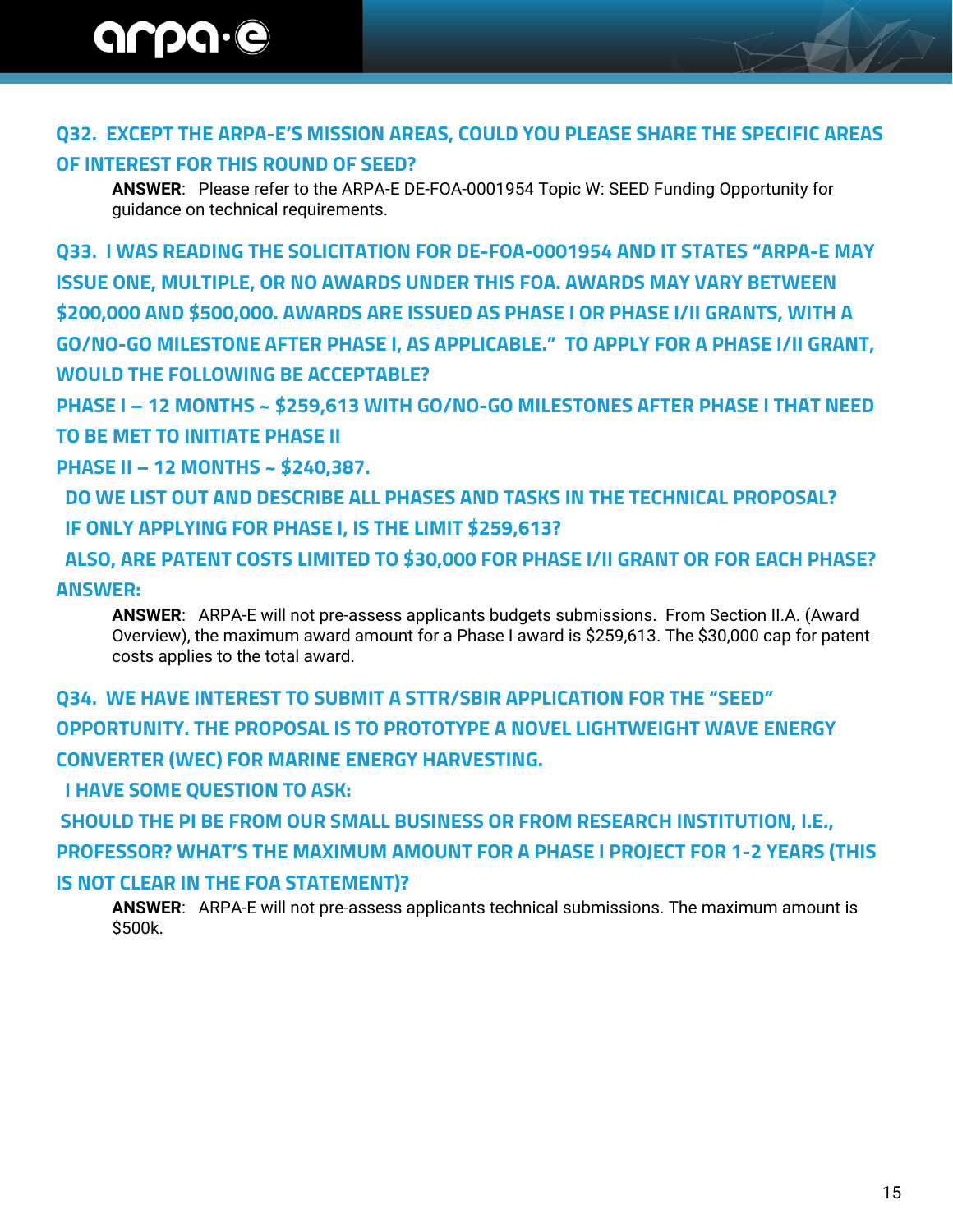### Q32. EXCEPT THE ARPA-E'S MISSION AREAS, COULD YOU PLEASE SHARE THE SPECIFIC AREAS OF INTEREST FOR THIS ROUND OF SEED?

**ANSWER**: Please refer to the ARPA-E DE-FOA-0001954 Topic W: SEED Funding Opportunity for guidance on technical requirements.

### Q33. I WAS READING THE SOLICITATION FOR DE-FOA-0001954 AND IT STATES "ARPA-E MAY ISSUE ONE, MULTIPLE, OR NO AWARDS UNDER THIS FOA. AWARDS MAY VARY BETWEEN $200,000 AND $500,000. AWARDS ARE ISSUED AS PHASE I OR PHASE I/II GRANTS, WITH A GO/NO-GO MILESTONE AFTER PHASE I, AS APPLICABLE." TO APPLY FOR A PHASE I/II GRANT, WOULD THE FOLLOWING BE ACCEPTABLE?

### PHASE I – 12 MONTHS ~ $259,613 WITH GO/NO-GO MILESTONES AFTER PHASE I THAT NEED TO BE MET TO INITIATE PHASE II

### PHASE II – 12 MONTHS ~ $240,387.

### DO WE LIST OUT AND DESCRIBE ALL PHASES AND TASKS IN THE TECHNICAL PROPOSAL?

### IF ONLY APPLYING FOR PHASE I, IS THE LIMIT $259,613?

### ALSO, ARE PATENT COSTS LIMITED TO $30,000 FOR PHASE I/II GRANT OR FOR EACH PHASE?

### ANSWER:

**ANSWER**: ARPA-E will not pre-assess applicants budgets submissions. From Section II.A. (Award Overview), the maximum award amount for a Phase I award is $259,613. The $30,000 cap for patent costs applies to the total award.

### Q34. WE HAVE INTEREST TO SUBMIT A STTR/SBIR APPLICATION FOR THE "SEED" OPPORTUNITY. THE PROPOSAL IS TO PROTOTYPE A NOVEL LIGHTWEIGHT WAVE ENERGY CONVERTER (WEC) FOR MARINE ENERGY HARVESTING.

### I HAVE SOME QUESTION TO ASK:

### SHOULD THE PI BE FROM OUR SMALL BUSINESS OR FROM RESEARCH INSTITUTION, I.E., PROFESSOR? WHAT'S THE MAXIMUM AMOUNT FOR A PHASE I PROJECT FOR 1-2 YEARS (THIS IS NOT CLEAR IN THE FOA STATEMENT)?

**ANSWER**: ARPA-E will not pre-assess applicants technical submissions. The maximum amount is $500k.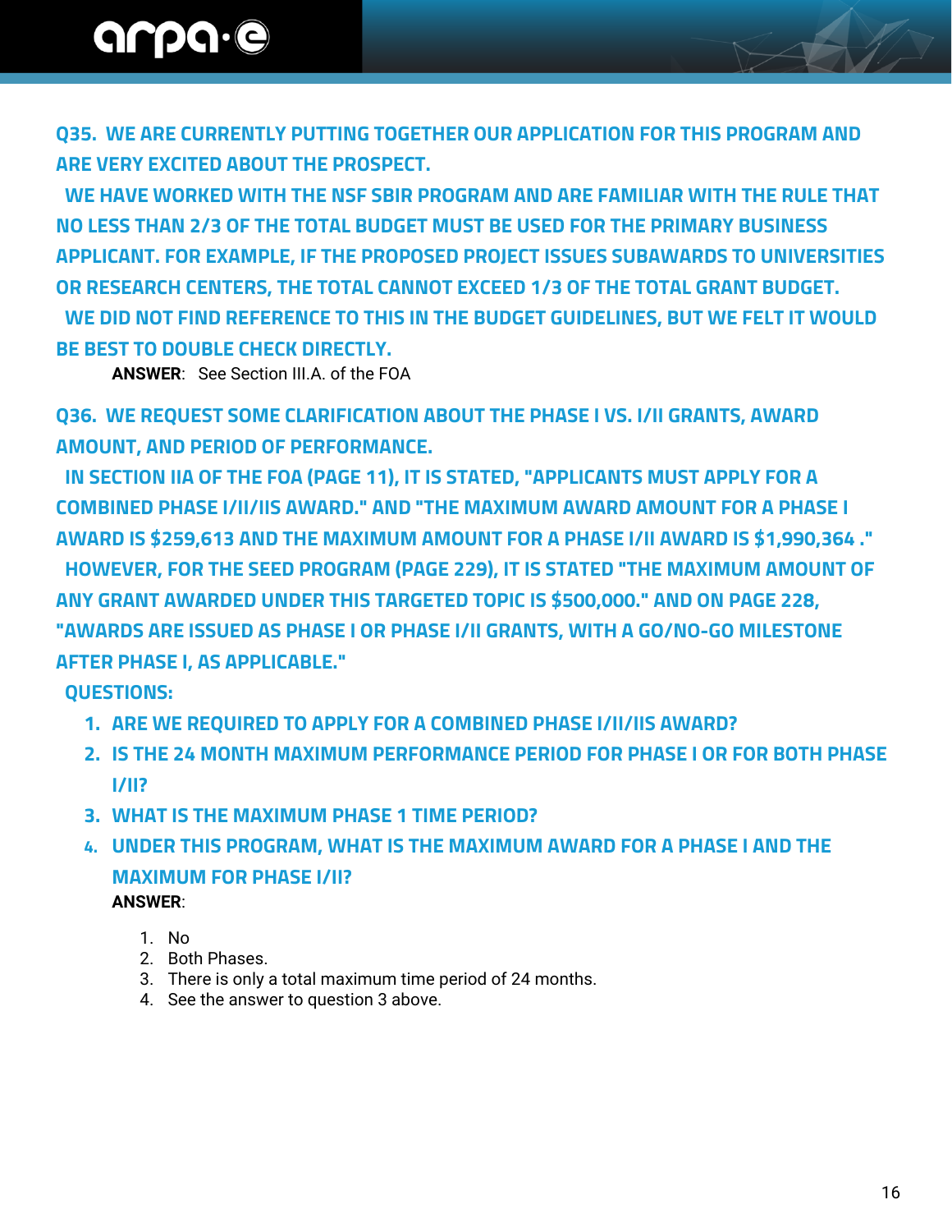### Q35. WE ARE CURRENTLY PUTTING TOGETHER OUR APPLICATION FOR THIS PROGRAM AND ARE VERY EXCITED ABOUT THE PROSPECT.

WE HAVE WORKED WITH THE NSF SBIR PROGRAM AND ARE FAMILIAR WITH THE RULE THAT NO LESS THAN 2/3 OF THE TOTAL BUDGET MUST BE USED FOR THE PRIMARY BUSINESS APPLICANT. FOR EXAMPLE, IF THE PROPOSED PROJECT ISSUES SUBAWARDS TO UNIVERSITIES OR RESEARCH CENTERS, THE TOTAL CANNOT EXCEED 1/3 OF THE TOTAL GRANT BUDGET.

WE DID NOT FIND REFERENCE TO THIS IN THE BUDGET GUIDELINES, BUT WE FELT IT WOULD BE BEST TO DOUBLE CHECK DIRECTLY.

**ANSWER**: See Section III.A. of the FOA

### Q36. WE REQUEST SOME CLARIFICATION ABOUT THE PHASE I VS. I/II GRANTS, AWARD AMOUNT, AND PERIOD OF PERFORMANCE.

IN SECTION IIA OF THE FOA (PAGE 11), IT IS STATED, "APPLICANTS MUST APPLY FOR A COMBINED PHASE I/II/IIS AWARD." AND "THE MAXIMUM AWARD AMOUNT FOR A PHASE I AWARD IS $259,613 AND THE MAXIMUM AMOUNT FOR A PHASE I/II AWARD IS $1,990,364 ."

HOWEVER, FOR THE SEED PROGRAM (PAGE 229), IT IS STATED "THE MAXIMUM AMOUNT OF ANY GRANT AWARDED UNDER THIS TARGETED TOPIC IS $500,000." AND ON PAGE 228, "AWARDS ARE ISSUED AS PHASE I OR PHASE I/II GRANTS, WITH A GO/NO-GO MILESTONE AFTER PHASE I, AS APPLICABLE."

QUESTIONS:

1. ARE WE REQUIRED TO APPLY FOR A COMBINED PHASE I/II/IIS AWARD?
2. IS THE 24 MONTH MAXIMUM PERFORMANCE PERIOD FOR PHASE I OR FOR BOTH PHASE I/II?
3. WHAT IS THE MAXIMUM PHASE 1 TIME PERIOD?
4. UNDER THIS PROGRAM, WHAT IS THE MAXIMUM AWARD FOR A PHASE I AND THE MAXIMUM FOR PHASE I/II?

**ANSWER**:

1. No
2. Both Phases.
3. There is only a total maximum time period of 24 months.
4. See the answer to question 3 above.